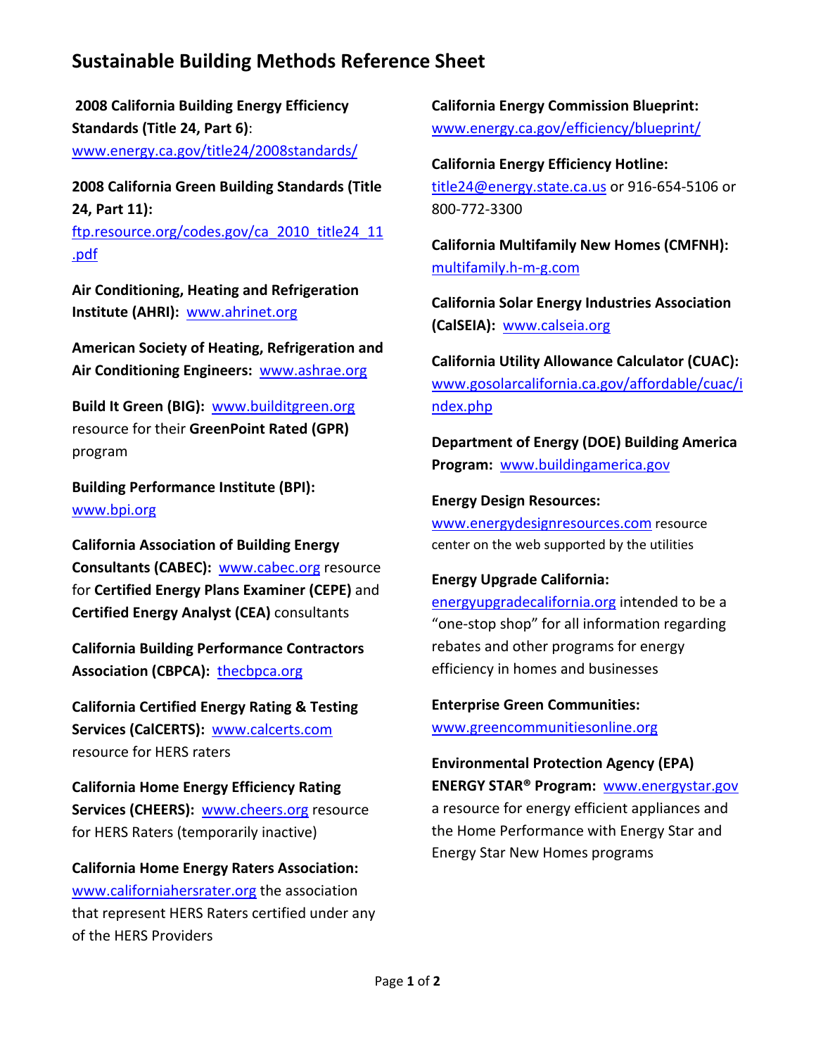# Sustainable Building Methods Reference Sheet

**2008 California Building Energy Efficiency Standards (Title 24, Part 6)**: www.energy.ca.gov/title24/2008standards/

**2008 California Green Building Standards (Title 24, Part 11):** ftp.resource.org/codes.gov/ca_2010_title24_11.pdf

**Air Conditioning, Heating and Refrigeration Institute (AHRI):** www.ahrinet.org

**American Society of Heating, Refrigeration and Air Conditioning Engineers:** www.ashrae.org

**Build It Green (BIG):** www.builditgreen.org resource for their **GreenPoint Rated (GPR)** program

**Building Performance Institute (BPI):** www.bpi.org

**California Association of Building Energy Consultants (CABEC):** www.cabec.org resource for **Certified Energy Plans Examiner (CEPE)** and **Certified Energy Analyst (CEA)** consultants

**California Building Performance Contractors Association (CBPCA):** thecbpca.org

**California Certified Energy Rating & Testing Services (CalCERTS):** www.calcerts.com resource for HERS raters

**California Home Energy Efficiency Rating Services (CHEERS):** www.cheers.org resource for HERS Raters (temporarily inactive)

**California Home Energy Raters Association:** www.californiahersrater.org the association that represent HERS Raters certified under any of the HERS Providers

**California Energy Commission Blueprint:** www.energy.ca.gov/efficiency/blueprint/

**California Energy Efficiency Hotline:** title24@energy.state.ca.us or 916-654-5106 or 800-772-3300

**California Multifamily New Homes (CMFNH):** multifamily.h-m-g.com

**California Solar Energy Industries Association (CalSEIA):** www.calseia.org

**California Utility Allowance Calculator (CUAC):** www.gosolarcalifornia.ca.gov/affordable/cuac/index.php

**Department of Energy (DOE) Building America Program:** www.buildingamerica.gov

**Energy Design Resources:** www.energydesignresources.com resource center on the web supported by the utilities

**Energy Upgrade California:** energyupgradecalifornia.org intended to be a "one-stop shop" for all information regarding rebates and other programs for energy efficiency in homes and businesses

**Enterprise Green Communities:** www.greencommunitiesonline.org

**Environmental Protection Agency (EPA) ENERGY STAR® Program:** www.energystar.gov a resource for energy efficient appliances and the Home Performance with Energy Star and Energy Star New Homes programs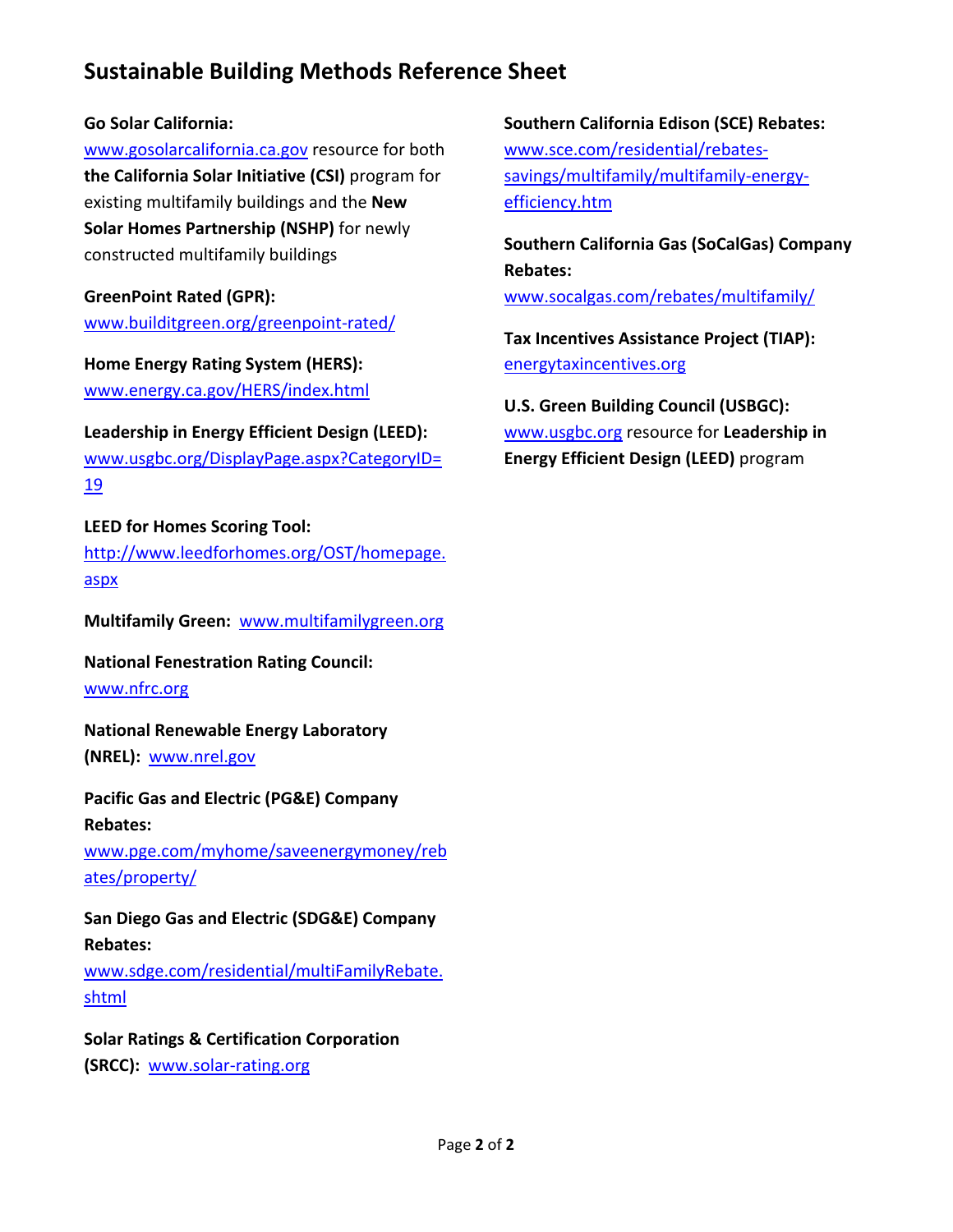# Sustainable Building Methods Reference Sheet

**Go Solar California:**
www.gosolarcalifornia.ca.gov resource for both **the California Solar Initiative (CSI)** program for existing multifamily buildings and the **New Solar Homes Partnership (NSHP)** for newly constructed multifamily buildings

**GreenPoint Rated (GPR):**
www.builditgreen.org/greenpoint-rated/

**Home Energy Rating System (HERS):**
www.energy.ca.gov/HERS/index.html

**Leadership in Energy Efficient Design (LEED):**
www.usgbc.org/DisplayPage.aspx?CategoryID=19

**LEED for Homes Scoring Tool:**
http://www.leedforhomes.org/OST/homepage.aspx

**Multifamily Green:** www.multifamilygreen.org

**National Fenestration Rating Council:**
www.nfrc.org

**National Renewable Energy Laboratory (NREL):** www.nrel.gov

**Pacific Gas and Electric (PG&E) Company Rebates:**
www.pge.com/myhome/saveenergymoney/rebates/property/

**San Diego Gas and Electric (SDG&E) Company Rebates:**
www.sdge.com/residential/multiFamilyRebate.shtml

**Solar Ratings & Certification Corporation (SRCC):** www.solar-rating.org

**Southern California Edison (SCE) Rebates:**
www.sce.com/residential/rebates-savings/multifamily/multifamily-energy-efficiency.htm

**Southern California Gas (SoCalGas) Company Rebates:**
www.socalgas.com/rebates/multifamily/

**Tax Incentives Assistance Project (TIAP):**
energytaxincentives.org

**U.S. Green Building Council (USBGC):**
www.usgbc.org resource for **Leadership in Energy Efficient Design (LEED)** program